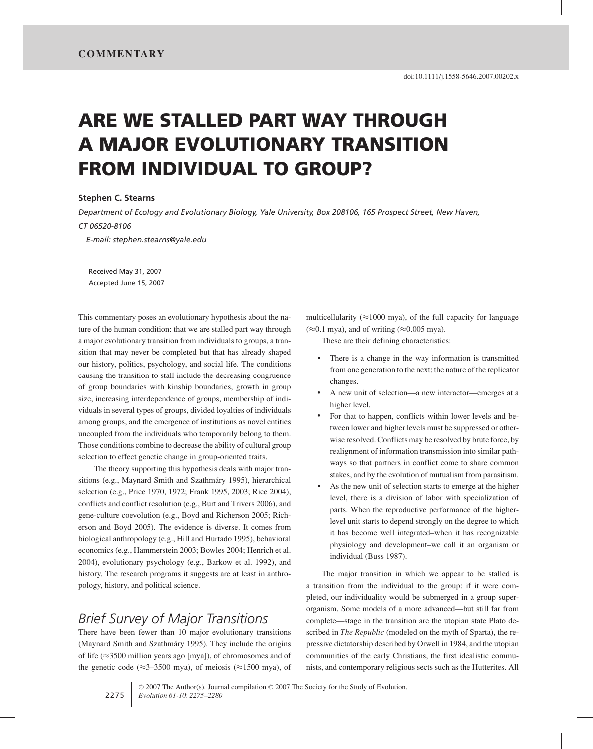COMMENTARY

doi:10.1111/j.1558-5646.2007.00202.x

# ARE WE STALLED PART WAY THROUGH A MAJOR EVOLUTIONARY TRANSITION FROM INDIVIDUAL TO GROUP?

**Stephen C. Stearns**

*Department of Ecology and Evolutionary Biology, Yale University, Box 208106, 165 Prospect Street, New Haven, CT 06520-8106*

*E-mail: stephen.stearns@yale.edu*

Received May 31, 2007
Accepted June 15, 2007

This commentary poses an evolutionary hypothesis about the nature of the human condition: that we are stalled part way through a major evolutionary transition from individuals to groups, a transition that may never be completed but that has already shaped our history, politics, psychology, and social life. The conditions causing the transition to stall include the decreasing congruence of group boundaries with kinship boundaries, growth in group size, increasing interdependence of groups, membership of individuals in several types of groups, divided loyalties of individuals among groups, and the emergence of institutions as novel entities uncoupled from the individuals who temporarily belong to them. Those conditions combine to decrease the ability of cultural group selection to effect genetic change in group-oriented traits.

The theory supporting this hypothesis deals with major transitions (e.g., Maynard Smith and Szathmáry 1995), hierarchical selection (e.g., Price 1970, 1972; Frank 1995, 2003; Rice 2004), conflicts and conflict resolution (e.g., Burt and Trivers 2006), and gene-culture coevolution (e.g., Boyd and Richerson 2005; Richerson and Boyd 2005). The evidence is diverse. It comes from biological anthropology (e.g., Hill and Hurtado 1995), behavioral economics (e.g., Hammerstein 2003; Bowles 2004; Henrich et al. 2004), evolutionary psychology (e.g., Barkow et al. 1992), and history. The research programs it suggests are at least in anthropology, history, and political science.

## *Brief Survey of Major Transitions*

There have been fewer than 10 major evolutionary transitions (Maynard Smith and Szathmáry 1995). They include the origins of life (≈3500 million years ago [mya]), of chromosomes and of the genetic code (≈3–3500 mya), of meiosis (≈1500 mya), of multicellularity (≈1000 mya), of the full capacity for language (≈0.1 mya), and of writing (≈0.005 mya).

These are their defining characteristics:

- There is a change in the way information is transmitted from one generation to the next: the nature of the replicator changes.
- A new unit of selection—a new interactor—emerges at a higher level.
- For that to happen, conflicts within lower levels and between lower and higher levels must be suppressed or otherwise resolved. Conflicts may be resolved by brute force, by realignment of information transmission into similar pathways so that partners in conflict come to share common stakes, and by the evolution of mutualism from parasitism.
- As the new unit of selection starts to emerge at the higher level, there is a division of labor with specialization of parts. When the reproductive performance of the higher-level unit starts to depend strongly on the degree to which it has become well integrated–when it has recognizable physiology and development–we call it an organism or individual (Buss 1987).

The major transition in which we appear to be stalled is a transition from the individual to the group: if it were completed, our individuality would be submerged in a group superorganism. Some models of a more advanced—but still far from complete—stage in the transition are the utopian state Plato described in *The Republic* (modeled on the myth of Sparta), the repressive dictatorship described by Orwell in 1984, and the utopian communities of the early Christians, the first idealistic communists, and contemporary religious sects such as the Hutterites. All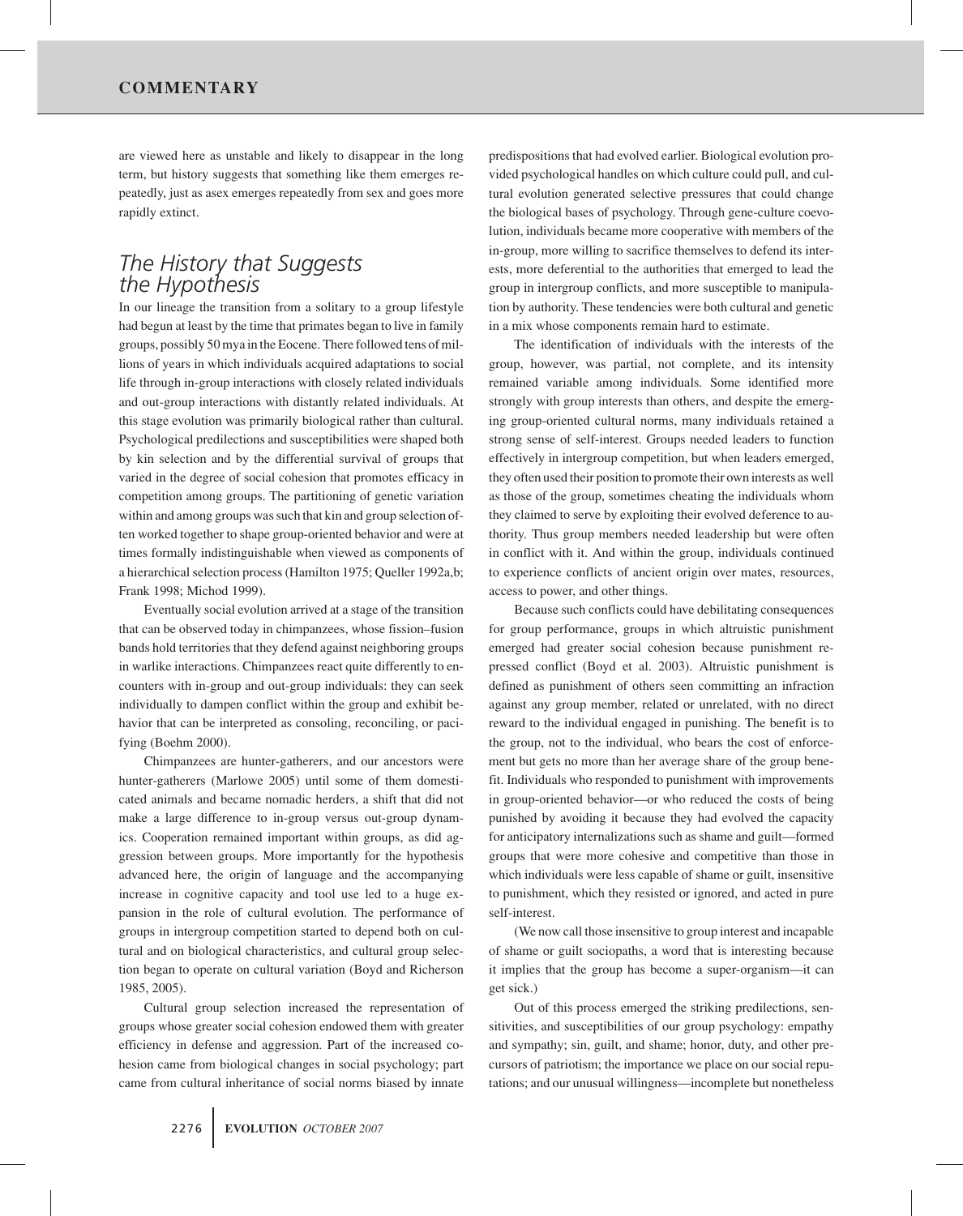are viewed here as unstable and likely to disappear in the long term, but history suggests that something like them emerges repeatedly, just as asex emerges repeatedly from sex and goes more rapidly extinct.

## The History that Suggests the Hypothesis

In our lineage the transition from a solitary to a group lifestyle had begun at least by the time that primates began to live in family groups, possibly 50 mya in the Eocene. There followed tens of millions of years in which individuals acquired adaptations to social life through in-group interactions with closely related individuals and out-group interactions with distantly related individuals. At this stage evolution was primarily biological rather than cultural. Psychological predilections and susceptibilities were shaped both by kin selection and by the differential survival of groups that varied in the degree of social cohesion that promotes efficacy in competition among groups. The partitioning of genetic variation within and among groups was such that kin and group selection often worked together to shape group-oriented behavior and were at times formally indistinguishable when viewed as components of a hierarchical selection process (Hamilton 1975; Queller 1992a,b; Frank 1998; Michod 1999).

Eventually social evolution arrived at a stage of the transition that can be observed today in chimpanzees, whose fission–fusion bands hold territories that they defend against neighboring groups in warlike interactions. Chimpanzees react quite differently to encounters with in-group and out-group individuals: they can seek individually to dampen conflict within the group and exhibit behavior that can be interpreted as consoling, reconciling, or pacifying (Boehm 2000).

Chimpanzees are hunter-gatherers, and our ancestors were hunter-gatherers (Marlowe 2005) until some of them domesticated animals and became nomadic herders, a shift that did not make a large difference to in-group versus out-group dynamics. Cooperation remained important within groups, as did aggression between groups. More importantly for the hypothesis advanced here, the origin of language and the accompanying increase in cognitive capacity and tool use led to a huge expansion in the role of cultural evolution. The performance of groups in intergroup competition started to depend both on cultural and on biological characteristics, and cultural group selection began to operate on cultural variation (Boyd and Richerson 1985, 2005).

Cultural group selection increased the representation of groups whose greater social cohesion endowed them with greater efficiency in defense and aggression. Part of the increased cohesion came from biological changes in social psychology; part came from cultural inheritance of social norms biased by innate predispositions that had evolved earlier. Biological evolution provided psychological handles on which culture could pull, and cultural evolution generated selective pressures that could change the biological bases of psychology. Through gene-culture coevolution, individuals became more cooperative with members of the in-group, more willing to sacrifice themselves to defend its interests, more deferential to the authorities that emerged to lead the group in intergroup conflicts, and more susceptible to manipulation by authority. These tendencies were both cultural and genetic in a mix whose components remain hard to estimate.

The identification of individuals with the interests of the group, however, was partial, not complete, and its intensity remained variable among individuals. Some identified more strongly with group interests than others, and despite the emerging group-oriented cultural norms, many individuals retained a strong sense of self-interest. Groups needed leaders to function effectively in intergroup competition, but when leaders emerged, they often used their position to promote their own interests as well as those of the group, sometimes cheating the individuals whom they claimed to serve by exploiting their evolved deference to authority. Thus group members needed leadership but were often in conflict with it. And within the group, individuals continued to experience conflicts of ancient origin over mates, resources, access to power, and other things.

Because such conflicts could have debilitating consequences for group performance, groups in which altruistic punishment emerged had greater social cohesion because punishment repressed conflict (Boyd et al. 2003). Altruistic punishment is defined as punishment of others seen committing an infraction against any group member, related or unrelated, with no direct reward to the individual engaged in punishing. The benefit is to the group, not to the individual, who bears the cost of enforcement but gets no more than her average share of the group benefit. Individuals who responded to punishment with improvements in group-oriented behavior—or who reduced the costs of being punished by avoiding it because they had evolved the capacity for anticipatory internalizations such as shame and guilt—formed groups that were more cohesive and competitive than those in which individuals were less capable of shame or guilt, insensitive to punishment, which they resisted or ignored, and acted in pure self-interest.

(We now call those insensitive to group interest and incapable of shame or guilt sociopaths, a word that is interesting because it implies that the group has become a super-organism—it can get sick.)

Out of this process emerged the striking predilections, sensitivities, and susceptibilities of our group psychology: empathy and sympathy; sin, guilt, and shame; honor, duty, and other precursors of patriotism; the importance we place on our social reputations; and our unusual willingness—incomplete but nonetheless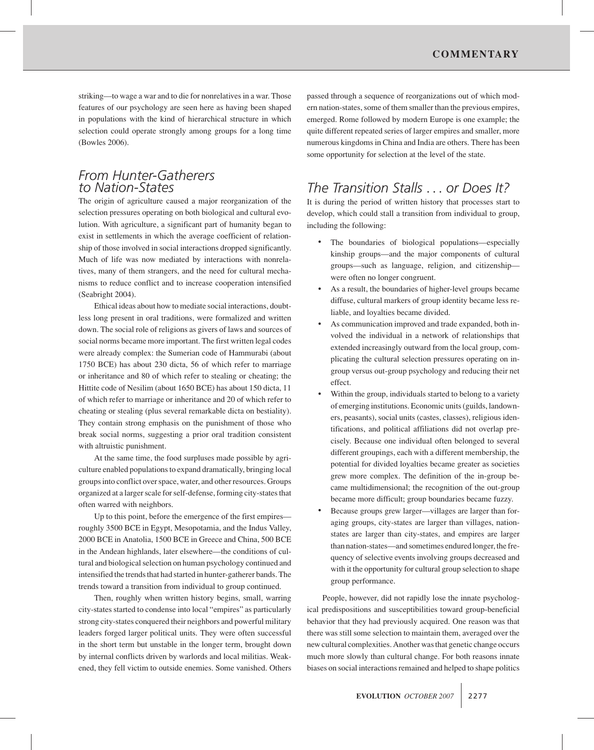striking—to wage a war and to die for nonrelatives in a war. Those features of our psychology are seen here as having been shaped in populations with the kind of hierarchical structure in which selection could operate strongly among groups for a long time (Bowles 2006).

## From Hunter-Gatherers to Nation-States

The origin of agriculture caused a major reorganization of the selection pressures operating on both biological and cultural evolution. With agriculture, a significant part of humanity began to exist in settlements in which the average coefficient of relationship of those involved in social interactions dropped significantly. Much of life was now mediated by interactions with nonrelatives, many of them strangers, and the need for cultural mechanisms to reduce conflict and to increase cooperation intensified (Seabright 2004).

Ethical ideas about how to mediate social interactions, doubtless long present in oral traditions, were formalized and written down. The social role of religions as givers of laws and sources of social norms became more important. The first written legal codes were already complex: the Sumerian code of Hammurabi (about 1750 BCE) has about 230 dicta, 56 of which refer to marriage or inheritance and 80 of which refer to stealing or cheating; the Hittite code of Nesilim (about 1650 BCE) has about 150 dicta, 11 of which refer to marriage or inheritance and 20 of which refer to cheating or stealing (plus several remarkable dicta on bestiality). They contain strong emphasis on the punishment of those who break social norms, suggesting a prior oral tradition consistent with altruistic punishment.

At the same time, the food surpluses made possible by agriculture enabled populations to expand dramatically, bringing local groups into conflict over space, water, and other resources. Groups organized at a larger scale for self-defense, forming city-states that often warred with neighbors.

Up to this point, before the emergence of the first empires—roughly 3500 BCE in Egypt, Mesopotamia, and the Indus Valley, 2000 BCE in Anatolia, 1500 BCE in Greece and China, 500 BCE in the Andean highlands, later elsewhere—the conditions of cultural and biological selection on human psychology continued and intensified the trends that had started in hunter-gatherer bands. The trends toward a transition from individual to group continued.

Then, roughly when written history begins, small, warring city-states started to condense into local "empires" as particularly strong city-states conquered their neighbors and powerful military leaders forged larger political units. They were often successful in the short term but unstable in the longer term, brought down by internal conflicts driven by warlords and local militias. Weakened, they fell victim to outside enemies. Some vanished. Others passed through a sequence of reorganizations out of which modern nation-states, some of them smaller than the previous empires, emerged. Rome followed by modern Europe is one example; the quite different repeated series of larger empires and smaller, more numerous kingdoms in China and India are others. There has been some opportunity for selection at the level of the state.

## The Transition Stalls . . . or Does It?

It is during the period of written history that processes start to develop, which could stall a transition from individual to group, including the following:

- The boundaries of biological populations—especially kinship groups—and the major components of cultural groups—such as language, religion, and citizenship—were often no longer congruent.
- As a result, the boundaries of higher-level groups became diffuse, cultural markers of group identity became less reliable, and loyalties became divided.
- As communication improved and trade expanded, both involved the individual in a network of relationships that extended increasingly outward from the local group, complicating the cultural selection pressures operating on ingroup versus out-group psychology and reducing their net effect.
- Within the group, individuals started to belong to a variety of emerging institutions. Economic units (guilds, landowners, peasants), social units (castes, classes), religious identifications, and political affiliations did not overlap precisely. Because one individual often belonged to several different groupings, each with a different membership, the potential for divided loyalties became greater as societies grew more complex. The definition of the in-group became multidimensional; the recognition of the out-group became more difficult; group boundaries became fuzzy.
- Because groups grew larger—villages are larger than foraging groups, city-states are larger than villages, nation-states are larger than city-states, and empires are larger than nation-states—and sometimes endured longer, the frequency of selective events involving groups decreased and with it the opportunity for cultural group selection to shape group performance.

People, however, did not rapidly lose the innate psychological predispositions and susceptibilities toward group-beneficial behavior that they had previously acquired. One reason was that there was still some selection to maintain them, averaged over the new cultural complexities. Another was that genetic change occurs much more slowly than cultural change. For both reasons innate biases on social interactions remained and helped to shape politics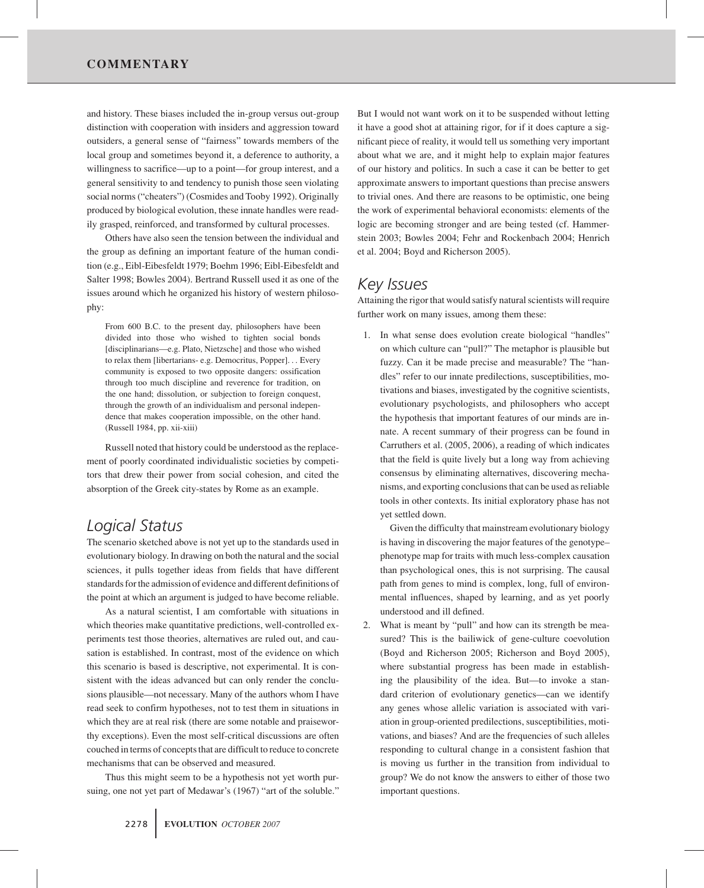and history. These biases included the in-group versus out-group distinction with cooperation with insiders and aggression toward outsiders, a general sense of "fairness" towards members of the local group and sometimes beyond it, a deference to authority, a willingness to sacrifice—up to a point—for group interest, and a general sensitivity to and tendency to punish those seen violating social norms ("cheaters") (Cosmides and Tooby 1992). Originally produced by biological evolution, these innate handles were readily grasped, reinforced, and transformed by cultural processes.

Others have also seen the tension between the individual and the group as defining an important feature of the human condition (e.g., Eibl-Eibesfeldt 1979; Boehm 1996; Eibl-Eibesfeldt and Salter 1998; Bowles 2004). Bertrand Russell used it as one of the issues around which he organized his history of western philosophy:

> From 600 B.C. to the present day, philosophers have been divided into those who wished to tighten social bonds [disciplinarians—e.g. Plato, Nietzsche] and those who wished to relax them [libertarians- e.g. Democritus, Popper]. . . Every community is exposed to two opposite dangers: ossification through too much discipline and reverence for tradition, on the one hand; dissolution, or subjection to foreign conquest, through the growth of an individualism and personal independence that makes cooperation impossible, on the other hand. (Russell 1984, pp. xii-xiii)

Russell noted that history could be understood as the replacement of poorly coordinated individualistic societies by competitors that drew their power from social cohesion, and cited the absorption of the Greek city-states by Rome as an example.

## Logical Status

The scenario sketched above is not yet up to the standards used in evolutionary biology. In drawing on both the natural and the social sciences, it pulls together ideas from fields that have different standards for the admission of evidence and different definitions of the point at which an argument is judged to have become reliable.

As a natural scientist, I am comfortable with situations in which theories make quantitative predictions, well-controlled experiments test those theories, alternatives are ruled out, and causation is established. In contrast, most of the evidence on which this scenario is based is descriptive, not experimental. It is consistent with the ideas advanced but can only render the conclusions plausible—not necessary. Many of the authors whom I have read seek to confirm hypotheses, not to test them in situations in which they are at real risk (there are some notable and praiseworthy exceptions). Even the most self-critical discussions are often couched in terms of concepts that are difficult to reduce to concrete mechanisms that can be observed and measured.

Thus this might seem to be a hypothesis not yet worth pursuing, one not yet part of Medawar's (1967) "art of the soluble." But I would not want work on it to be suspended without letting it have a good shot at attaining rigor, for if it does capture a significant piece of reality, it would tell us something very important about what we are, and it might help to explain major features of our history and politics. In such a case it can be better to get approximate answers to important questions than precise answers to trivial ones. And there are reasons to be optimistic, one being the work of experimental behavioral economists: elements of the logic are becoming stronger and are being tested (cf. Hammerstein 2003; Bowles 2004; Fehr and Rockenbach 2004; Henrich et al. 2004; Boyd and Richerson 2005).

## Key Issues

Attaining the rigor that would satisfy natural scientists will require further work on many issues, among them these:

1. In what sense does evolution create biological "handles" on which culture can "pull?" The metaphor is plausible but fuzzy. Can it be made precise and measurable? The "handles" refer to our innate predilections, susceptibilities, motivations and biases, investigated by the cognitive scientists, evolutionary psychologists, and philosophers who accept the hypothesis that important features of our minds are innate. A recent summary of their progress can be found in Carruthers et al. (2005, 2006), a reading of which indicates that the field is quite lively but a long way from achieving consensus by eliminating alternatives, discovering mechanisms, and exporting conclusions that can be used as reliable tools in other contexts. Its initial exploratory phase has not yet settled down.

   Given the difficulty that mainstream evolutionary biology is having in discovering the major features of the genotype–phenotype map for traits with much less-complex causation than psychological ones, this is not surprising. The causal path from genes to mind is complex, long, full of environmental influences, shaped by learning, and as yet poorly understood and ill defined.

2. What is meant by "pull" and how can its strength be measured? This is the bailiwick of gene-culture coevolution (Boyd and Richerson 2005; Richerson and Boyd 2005), where substantial progress has been made in establishing the plausibility of the idea. But—to invoke a standard criterion of evolutionary genetics—can we identify any genes whose allelic variation is associated with variation in group-oriented predilections, susceptibilities, motivations, and biases? And are the frequencies of such alleles responding to cultural change in a consistent fashion that is moving us further in the transition from individual to group? We do not know the answers to either of those two important questions.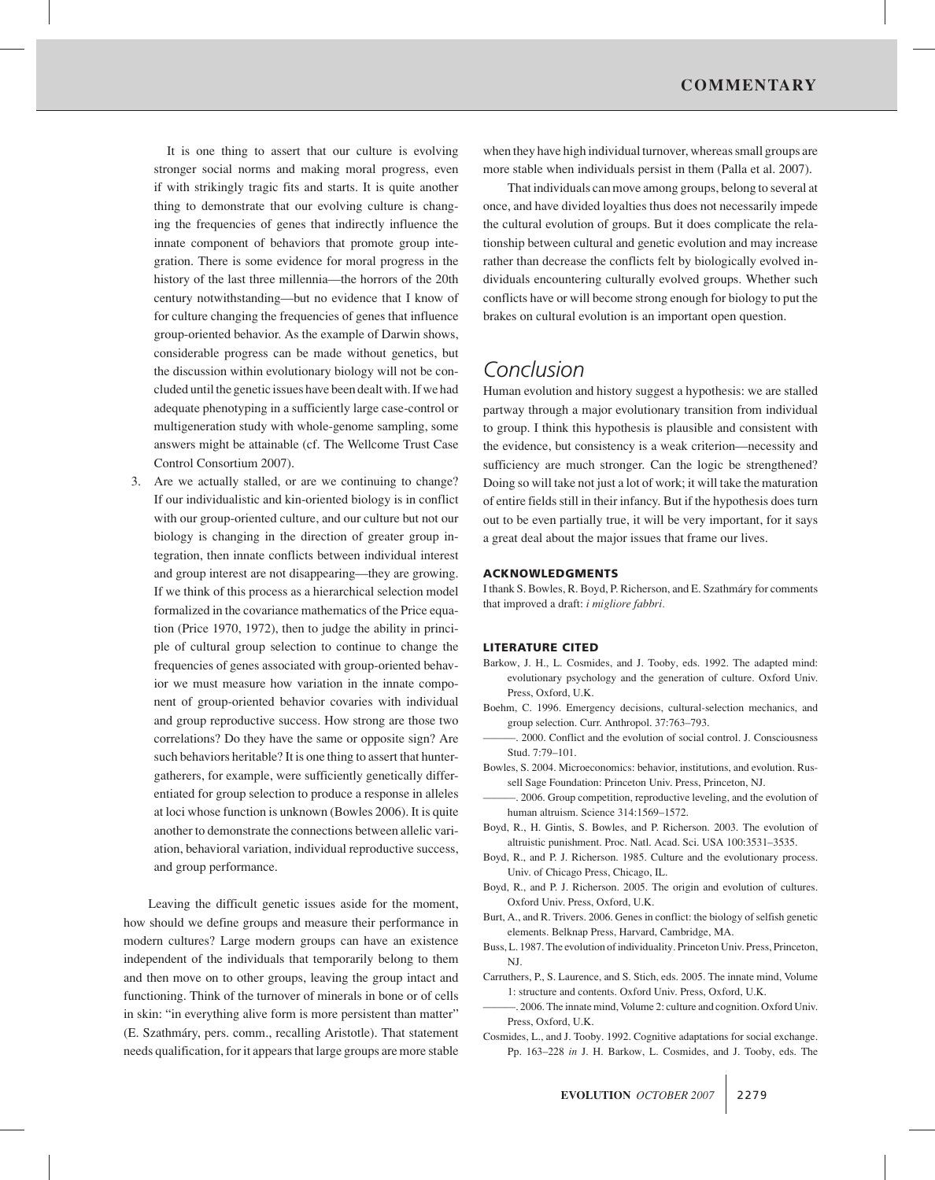It is one thing to assert that our culture is evolving stronger social norms and making moral progress, even if with strikingly tragic fits and starts. It is quite another thing to demonstrate that our evolving culture is changing the frequencies of genes that indirectly influence the innate component of behaviors that promote group integration. There is some evidence for moral progress in the history of the last three millennia—the horrors of the 20th century notwithstanding—but no evidence that I know of for culture changing the frequencies of genes that influence group-oriented behavior. As the example of Darwin shows, considerable progress can be made without genetics, but the discussion within evolutionary biology will not be concluded until the genetic issues have been dealt with. If we had adequate phenotyping in a sufficiently large case-control or multigeneration study with whole-genome sampling, some answers might be attainable (cf. The Wellcome Trust Case Control Consortium 2007).

3. Are we actually stalled, or are we continuing to change? If our individualistic and kin-oriented biology is in conflict with our group-oriented culture, and our culture but not our biology is changing in the direction of greater group integration, then innate conflicts between individual interest and group interest are not disappearing—they are growing. If we think of this process as a hierarchical selection model formalized in the covariance mathematics of the Price equation (Price 1970, 1972), then to judge the ability in principle of cultural group selection to continue to change the frequencies of genes associated with group-oriented behavior we must measure how variation in the innate component of group-oriented behavior covaries with individual and group reproductive success. How strong are those two correlations? Do they have the same or opposite sign? Are such behaviors heritable? It is one thing to assert that hunter-gatherers, for example, were sufficiently genetically differentiated for group selection to produce a response in alleles at loci whose function is unknown (Bowles 2006). It is quite another to demonstrate the connections between allelic variation, behavioral variation, individual reproductive success, and group performance.

Leaving the difficult genetic issues aside for the moment, how should we define groups and measure their performance in modern cultures? Large modern groups can have an existence independent of the individuals that temporarily belong to them and then move on to other groups, leaving the group intact and functioning. Think of the turnover of minerals in bone or of cells in skin: "in everything alive form is more persistent than matter" (E. Szathmáry, pers. comm., recalling Aristotle). That statement needs qualification, for it appears that large groups are more stable when they have high individual turnover, whereas small groups are more stable when individuals persist in them (Palla et al. 2007).

That individuals can move among groups, belong to several at once, and have divided loyalties thus does not necessarily impede the cultural evolution of groups. But it does complicate the relationship between cultural and genetic evolution and may increase rather than decrease the conflicts felt by biologically evolved individuals encountering culturally evolved groups. Whether such conflicts have or will become strong enough for biology to put the brakes on cultural evolution is an important open question.

## Conclusion

Human evolution and history suggest a hypothesis: we are stalled partway through a major evolutionary transition from individual to group. I think this hypothesis is plausible and consistent with the evidence, but consistency is a weak criterion—necessity and sufficiency are much stronger. Can the logic be strengthened? Doing so will take not just a lot of work; it will take the maturation of entire fields still in their infancy. But if the hypothesis does turn out to be even partially true, it will be very important, for it says a great deal about the major issues that frame our lives.

### ACKNOWLEDGMENTS

I thank S. Bowles, R. Boyd, P. Richerson, and E. Szathmáry for comments that improved a draft: *i migliore fabbri.*

### LITERATURE CITED

Barkow, J. H., L. Cosmides, and J. Tooby, eds. 1992. The adapted mind: evolutionary psychology and the generation of culture. Oxford Univ. Press, Oxford, U.K.

Boehm, C. 1996. Emergency decisions, cultural-selection mechanics, and group selection. Curr. Anthropol. 37:763–793.

———. 2000. Conflict and the evolution of social control. J. Consciousness Stud. 7:79–101.

Bowles, S. 2004. Microeconomics: behavior, institutions, and evolution. Russell Sage Foundation: Princeton Univ. Press, Princeton, NJ.

———. 2006. Group competition, reproductive leveling, and the evolution of human altruism. Science 314:1569–1572.

Boyd, R., H. Gintis, S. Bowles, and P. Richerson. 2003. The evolution of altruistic punishment. Proc. Natl. Acad. Sci. USA 100:3531–3535.

Boyd, R., and P. J. Richerson. 1985. Culture and the evolutionary process. Univ. of Chicago Press, Chicago, IL.

Boyd, R., and P. J. Richerson. 2005. The origin and evolution of cultures. Oxford Univ. Press, Oxford, U.K.

Burt, A., and R. Trivers. 2006. Genes in conflict: the biology of selfish genetic elements. Belknap Press, Harvard, Cambridge, MA.

Buss, L. 1987. The evolution of individuality. Princeton Univ. Press, Princeton, NJ.

Carruthers, P., S. Laurence, and S. Stich, eds. 2005. The innate mind, Volume 1: structure and contents. Oxford Univ. Press, Oxford, U.K.

———. 2006. The innate mind, Volume 2: culture and cognition. Oxford Univ. Press, Oxford, U.K.

Cosmides, L., and J. Tooby. 1992. Cognitive adaptations for social exchange. Pp. 163–228 *in* J. H. Barkow, L. Cosmides, and J. Tooby, eds. The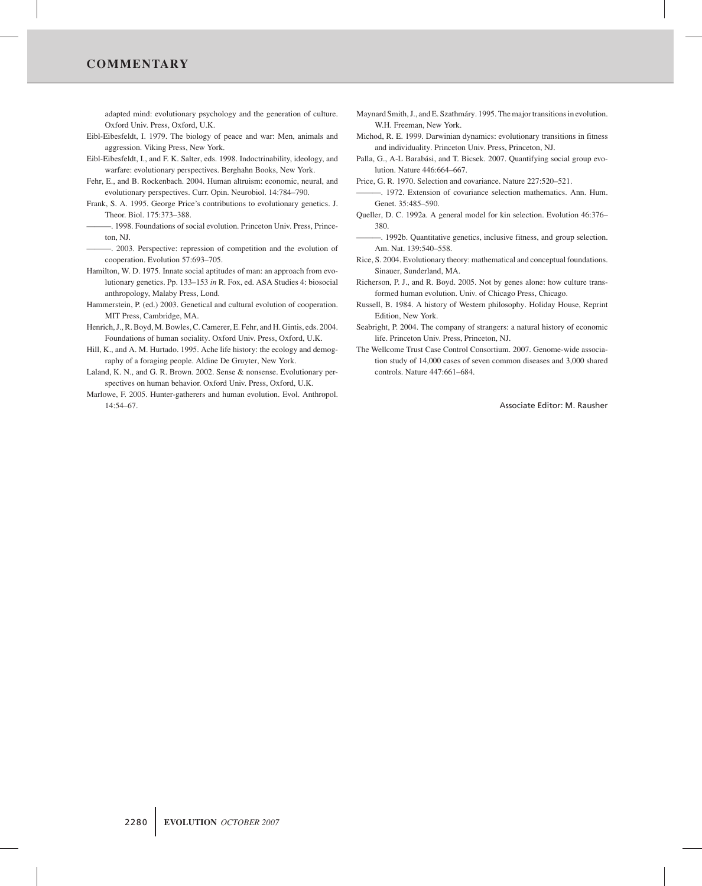adapted mind: evolutionary psychology and the generation of culture. Oxford Univ. Press, Oxford, U.K.

Eibl-Eibesfeldt, I. 1979. The biology of peace and war: Men, animals and aggression. Viking Press, New York.

Eibl-Eibesfeldt, I., and F. K. Salter, eds. 1998. Indoctrinability, ideology, and warfare: evolutionary perspectives. Berghahn Books, New York.

Fehr, E., and B. Rockenbach. 2004. Human altruism: economic, neural, and evolutionary perspectives. Curr. Opin. Neurobiol. 14:784–790.

Frank, S. A. 1995. George Price's contributions to evolutionary genetics. J. Theor. Biol. 175:373–388.

———. 1998. Foundations of social evolution. Princeton Univ. Press, Princeton, NJ.

———. 2003. Perspective: repression of competition and the evolution of cooperation. Evolution 57:693–705.

Hamilton, W. D. 1975. Innate social aptitudes of man: an approach from evolutionary genetics. Pp. 133–153 *in* R. Fox, ed. ASA Studies 4: biosocial anthropology, Malaby Press, Lond.

Hammerstein, P. (ed.) 2003. Genetical and cultural evolution of cooperation. MIT Press, Cambridge, MA.

Henrich, J., R. Boyd, M. Bowles, C. Camerer, E. Fehr, and H. Gintis, eds. 2004. Foundations of human sociality. Oxford Univ. Press, Oxford, U.K.

Hill, K., and A. M. Hurtado. 1995. Ache life history: the ecology and demography of a foraging people. Aldine De Gruyter, New York.

Laland, K. N., and G. R. Brown. 2002. Sense & nonsense. Evolutionary perspectives on human behavior. Oxford Univ. Press, Oxford, U.K.

Marlowe, F. 2005. Hunter-gatherers and human evolution. Evol. Anthropol. 14:54–67.

Maynard Smith, J., and E. Szathmáry. 1995. The major transitions in evolution. W.H. Freeman, New York.

Michod, R. E. 1999. Darwinian dynamics: evolutionary transitions in fitness and individuality. Princeton Univ. Press, Princeton, NJ.

Palla, G., A-L Barabási, and T. Bicsek. 2007. Quantifying social group evolution. Nature 446:664–667.

Price, G. R. 1970. Selection and covariance. Nature 227:520–521.

———. 1972. Extension of covariance selection mathematics. Ann. Hum. Genet. 35:485–590.

Queller, D. C. 1992a. A general model for kin selection. Evolution 46:376–380.

———. 1992b. Quantitative genetics, inclusive fitness, and group selection. Am. Nat. 139:540–558.

Rice, S. 2004. Evolutionary theory: mathematical and conceptual foundations. Sinauer, Sunderland, MA.

Richerson, P. J., and R. Boyd. 2005. Not by genes alone: how culture transformed human evolution. Univ. of Chicago Press, Chicago.

Russell, B. 1984. A history of Western philosophy. Holiday House, Reprint Edition, New York.

Seabright, P. 2004. The company of strangers: a natural history of economic life. Princeton Univ. Press, Princeton, NJ.

The Wellcome Trust Case Control Consortium. 2007. Genome-wide association study of 14,000 cases of seven common diseases and 3,000 shared controls. Nature 447:661–684.

Associate Editor: M. Rausher